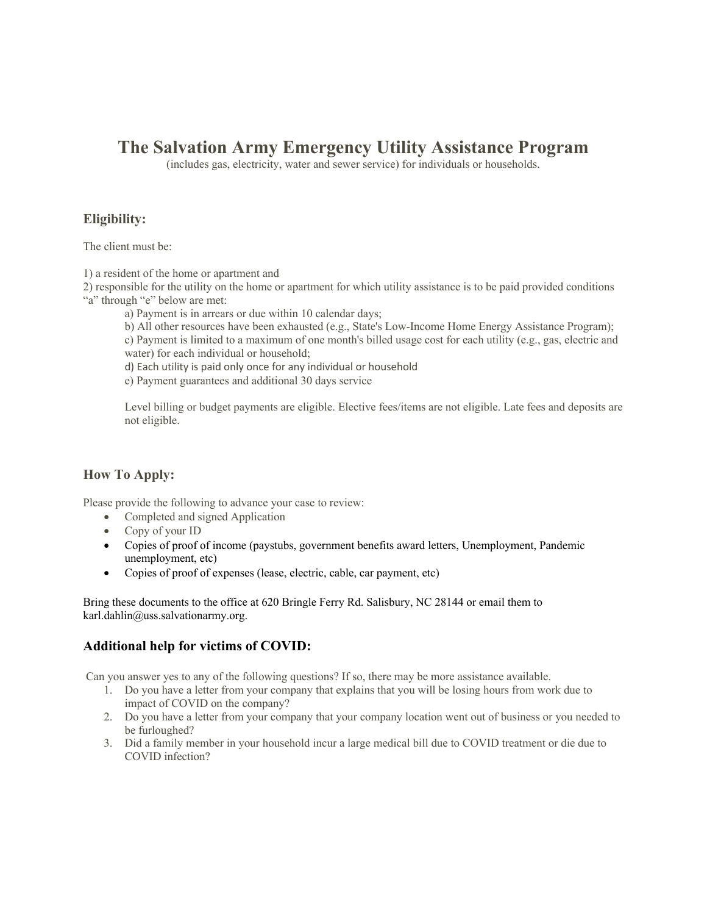# The Salvation Army Emergency Utility Assistance Program

(includes gas, electricity, water and sewer service) for individuals or households.

## Eligibility:

The client must be:

1) a resident of the home or apartment and
2) responsible for the utility on the home or apartment for which utility assistance is to be paid provided conditions "a" through "e" below are met:

   a) Payment is in arrears or due within 10 calendar days;
   b) All other resources have been exhausted (e.g., State's Low-Income Home Energy Assistance Program);
   c) Payment is limited to a maximum of one month's billed usage cost for each utility (e.g., gas, electric and water) for each individual or household;
   d) Each utility is paid only once for any individual or household
   e) Payment guarantees and additional 30 days service

   Level billing or budget payments are eligible. Elective fees/items are not eligible. Late fees and deposits are not eligible.

## How To Apply:

Please provide the following to advance your case to review:

- Completed and signed Application
- Copy of your ID
- Copies of proof of income (paystubs, government benefits award letters, Unemployment, Pandemic unemployment, etc)
- Copies of proof of expenses (lease, electric, cable, car payment, etc)

Bring these documents to the office at 620 Bringle Ferry Rd. Salisbury, NC 28144 or email them to karl.dahlin@uss.salvationarmy.org.

## Additional help for victims of COVID:

Can you answer yes to any of the following questions? If so, there may be more assistance available.

1. Do you have a letter from your company that explains that you will be losing hours from work due to impact of COVID on the company?
2. Do you have a letter from your company that your company location went out of business or you needed to be furloughed?
3. Did a family member in your household incur a large medical bill due to COVID treatment or die due to COVID infection?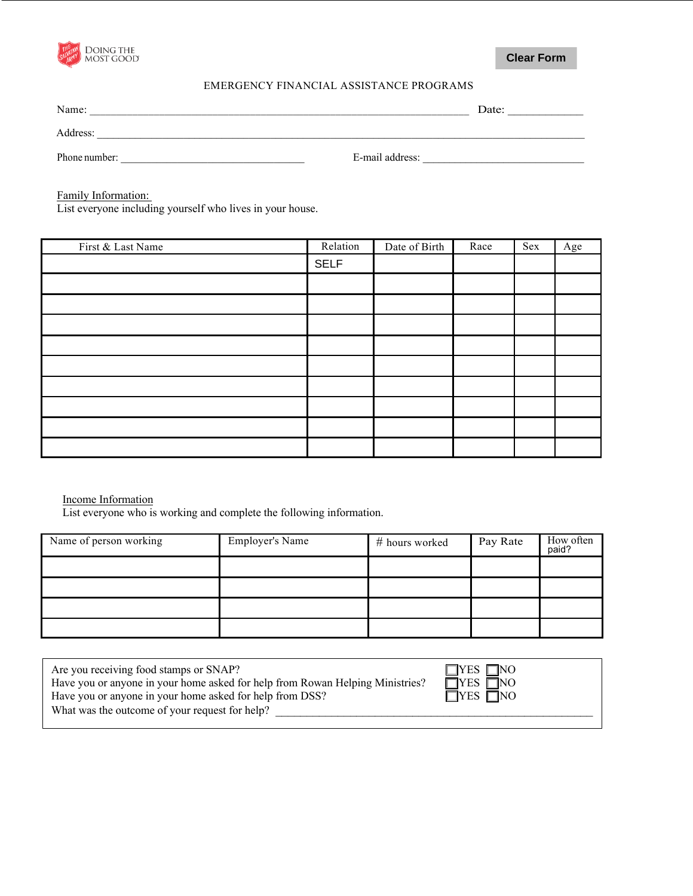DOING THE MOST GOOD

Clear Form

# EMERGENCY FINANCIAL ASSISTANCE PROGRAMS

Name: ______________________________________________________ Date: ____________

Address: ____________________________________________________________________

Phone number: ______________________________ E-mail address: ___________________________

Family Information:
List everyone including yourself who lives in your house.

| First & Last Name | Relation | Date of Birth | Race | Sex | Age |
|---|---|---|---|---|---|
| | SELF | | | | |
| | | | | | |
| | | | | | |
| | | | | | |
| | | | | | |
| | | | | | |
| | | | | | |
| | | | | | |
| | | | | | |
| | | | | | |

Income Information
List everyone who is working and complete the following information.

| Name of person working | Employer's Name | # hours worked | Pay Rate | How often paid? |
|---|---|---|---|---|
| | | | | |
| | | | | |
| | | | | |
| | | | | |

Are you receiving food stamps or SNAP? ☐YES ☐NO
Have you or anyone in your home asked for help from Rowan Helping Ministries? ☐YES ☐NO
Have you or anyone in your home asked for help from DSS? ☐YES ☐NO
What was the outcome of your request for help? ______________________________________________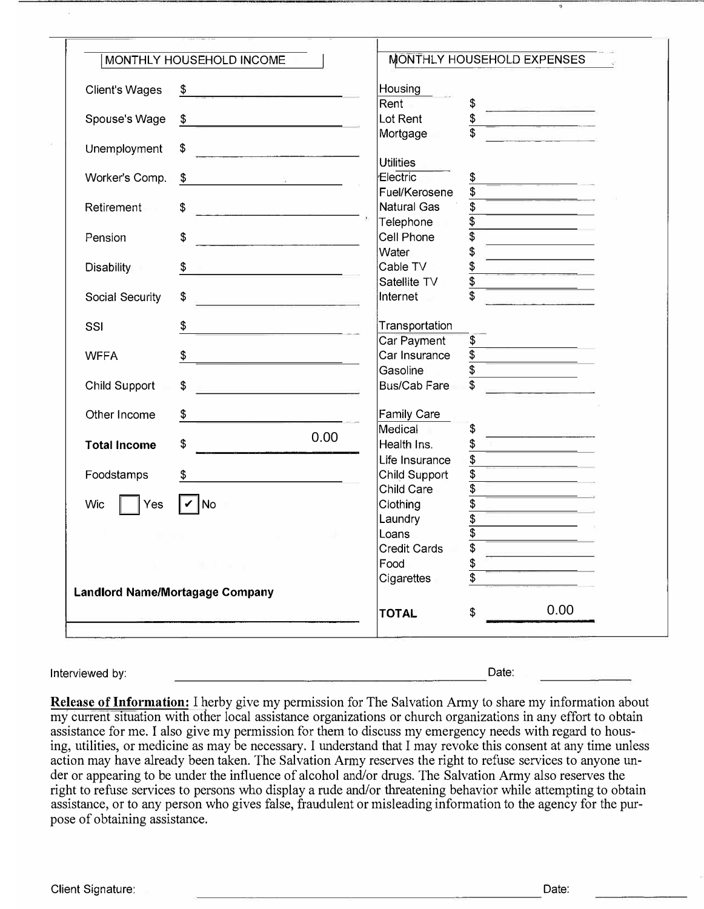| MONTHLY HOUSEHOLD INCOME | | MONTHLY HOUSEHOLD EXPENSES | |
| --- | --- | --- | --- |
| Client's Wages | $ | **Housing** | |
| | | Rent | $ |
| Spouse's Wage | $ | Lot Rent | $ |
| | | Mortgage | $ |
| Unemployment | $ | | |
| | | **Utilities** | |
| Worker's Comp. | $ | Electric | $ |
| | | Fuel/Kerosene | $ |
| Retirement | $ | Natural Gas | $ |
| | | Telephone | $ |
| Pension | $ | Cell Phone | $ |
| | | Water | $ |
| Disability | $ | Cable TV | $ |
| | | Satellite TV | $ |
| Social Security | $ | Internet | $ |
| SSI | $ | **Transportation** | |
| | | Car Payment | $ |
| WFFA | $ | Car Insurance | $ |
| | | Gasoline | $ |
| Child Support | $ | Bus/Cab Fare | $ |
| Other Income | $ | **Family Care** | |
| | | Medical | $ |
| **Total Income** | $ 0.00 | Health Ins. | $ |
| | | Life Insurance | $ |
| Foodstamps | $ | Child Support | $ |
| | | Child Care | $ |
| Wic ☐ Yes ☑ No | | Clothing | $ |
| | | Laundry | $ |
| | | Loans | $ |
| | | Credit Cards | $ |
| | | Food | $ |
| | | Cigarettes | $ |
| **Landlord Name/Mortagage Company** | | | |
| | | **TOTAL** | $ 0.00 |

Interviewed by: ______________________________ Date: __________

**Release of Information:** I herby give my permission for The Salvation Army to share my information about my current situation with other local assistance organizations or church organizations in any effort to obtain assistance for me. I also give my permission for them to discuss my emergency needs with regard to housing, utilities, or medicine as may be necessary. I understand that I may revoke this consent at any time unless action may have already been taken. The Salvation Army reserves the right to refuse services to anyone under or appearing to be under the influence of alcohol and/or drugs. The Salvation Army also reserves the right to refuse services to persons who display a rude and/or threatening behavior while attempting to obtain assistance, or to any person who gives false, fraudulent or misleading information to the agency for the purpose of obtaining assistance.

Client Signature: ______________________________ Date: __________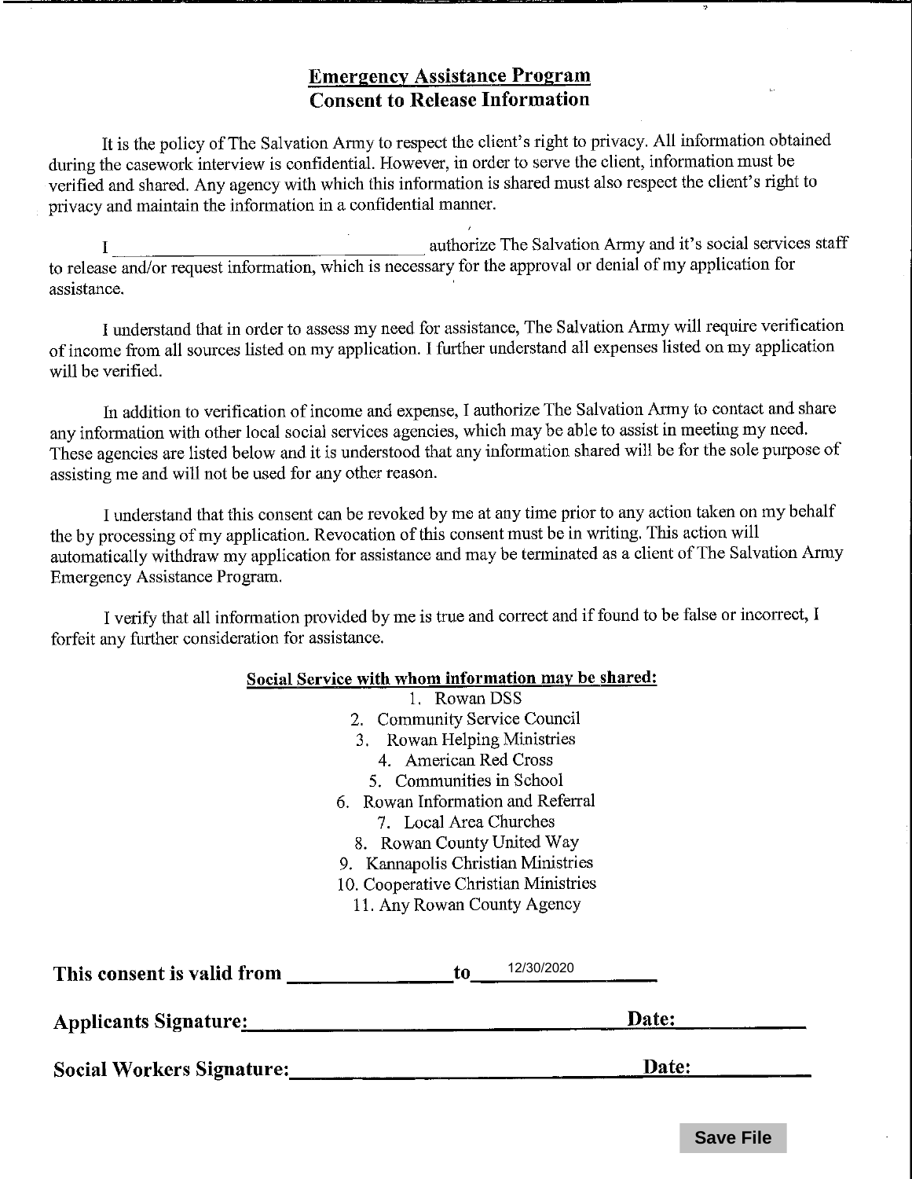## Emergency Assistance Program
## Consent to Release Information

It is the policy of The Salvation Army to respect the client's right to privacy. All information obtained during the casework interview is confidential. However, in order to serve the client, information must be verified and shared. Any agency with which this information is shared must also respect the client's right to privacy and maintain the information in a confidential manner.

I ______________________________ authorize The Salvation Army and it's social services staff to release and/or request information, which is necessary for the approval or denial of my application for assistance.

I understand that in order to assess my need for assistance, The Salvation Army will require verification of income from all sources listed on my application. I further understand all expenses listed on my application will be verified.

In addition to verification of income and expense, I authorize The Salvation Army to contact and share any information with other local social services agencies, which may be able to assist in meeting my need. These agencies are listed below and it is understood that any information shared will be for the sole purpose of assisting me and will not be used for any other reason.

I understand that this consent can be revoked by me at any time prior to any action taken on my behalf the by processing of my application. Revocation of this consent must be in writing. This action will automatically withdraw my application for assistance and may be terminated as a client of The Salvation Army Emergency Assistance Program.

I verify that all information provided by me is true and correct and if found to be false or incorrect, I forfeit any further consideration for assistance.

**Social Service with whom information may be shared:**

1. Rowan DSS
2. Community Service Council
3. Rowan Helping Ministries
4. American Red Cross
5. Communities in School
6. Rowan Information and Referral
7. Local Area Churches
8. Rowan County United Way
9. Kannapolis Christian Ministries
10. Cooperative Christian Ministries
11. Any Rowan County Agency

**This consent is valid from** ______________ **to** 12/30/2020

**Applicants Signature:** ______________________________ **Date:** ____________

**Social Workers Signature:** ______________________________ **Date:** ____________

Save File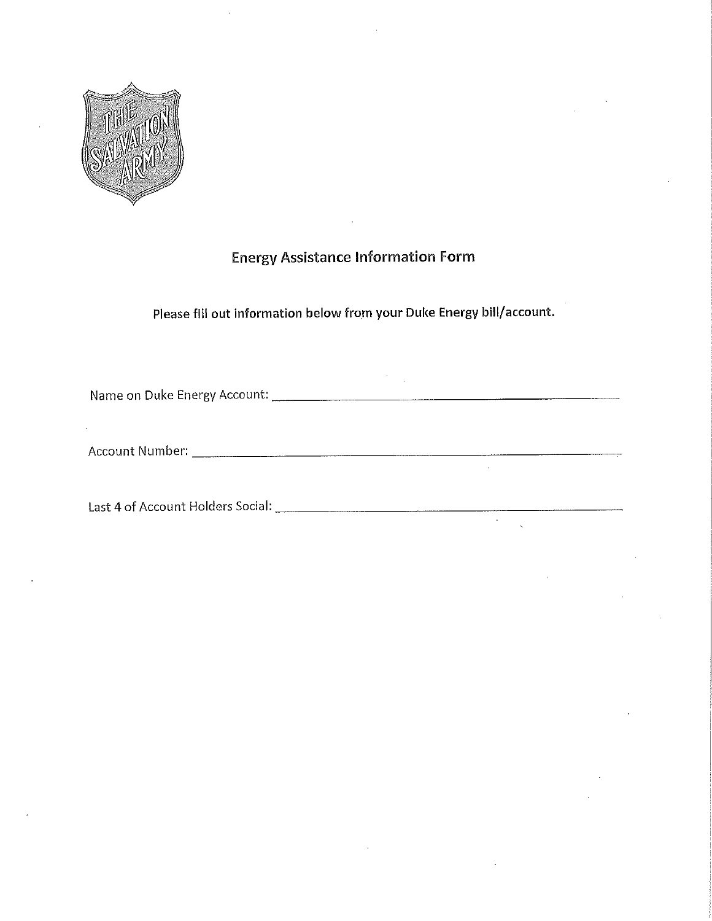# Energy Assistance Information Form

**Please fill out information below from your Duke Energy bill/account.**

Name on Duke Energy Account: ______________________________

Account Number: ______________________________

Last 4 of Account Holders Social: ______________________________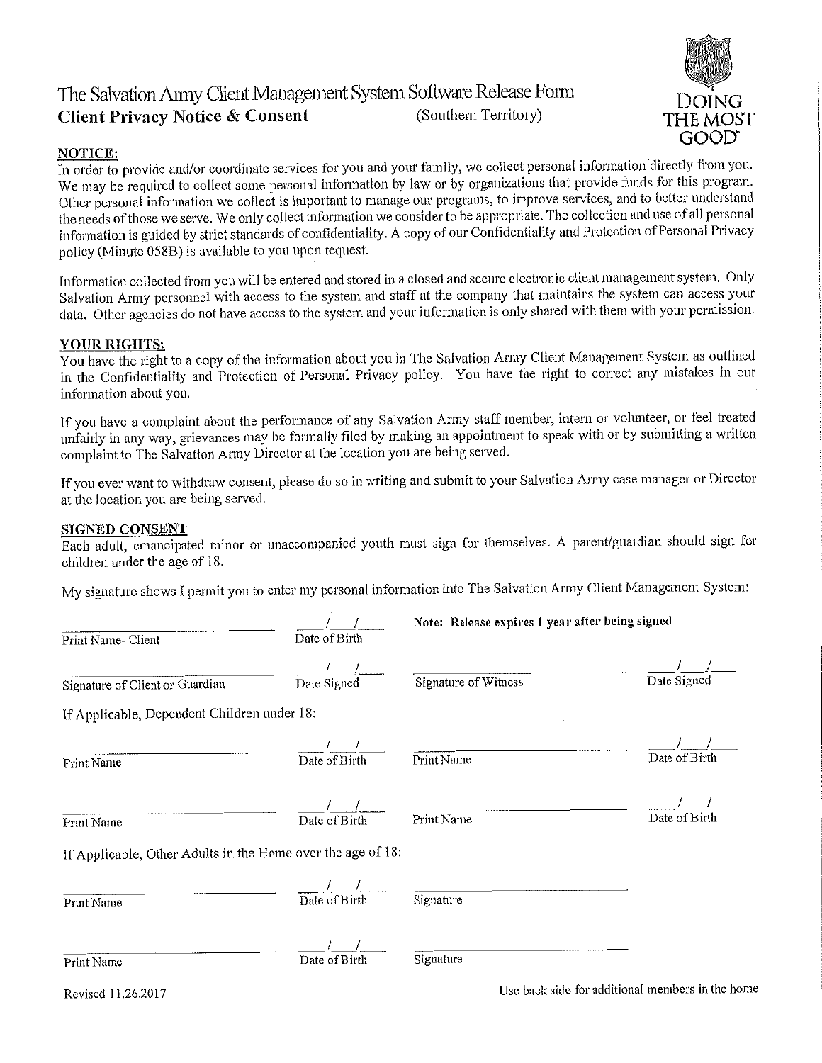# The Salvation Army Client Management System Software Release Form

**Client Privacy Notice & Consent** (Southern Territory)

DOING THE MOST GOOD

**NOTICE:**

In order to provide and/or coordinate services for you and your family, we collect personal information directly from you. We may be required to collect some personal information by law or by organizations that provide funds for this program. Other personal information we collect is important to manage our programs, to improve services, and to better understand the needs of those we serve. We only collect information we consider to be appropriate. The collection and use of all personal information is guided by strict standards of confidentiality. A copy of our Confidentiality and Protection of Personal Privacy policy (Minute 058B) is available to you upon request.

Information collected from you will be entered and stored in a closed and secure electronic client management system. Only Salvation Army personnel with access to the system and staff at the company that maintains the system can access your data. Other agencies do not have access to the system and your information is only shared with them with your permission.

**YOUR RIGHTS:**

You have the right to a copy of the information about you in The Salvation Army Client Management System as outlined in the Confidentiality and Protection of Personal Privacy policy. You have the right to correct any mistakes in our information about you.

If you have a complaint about the performance of any Salvation Army staff member, intern or volunteer, or feel treated unfairly in any way, grievances may be formally filed by making an appointment to speak with or by submitting a written complaint to The Salvation Army Director at the location you are being served.

If you ever want to withdraw consent, please do so in writing and submit to your Salvation Army case manager or Director at the location you are being served.

**SIGNED CONSENT**

Each adult, emancipated minor or unaccompanied youth must sign for themselves. A parent/guardian should sign for children under the age of 18.

My signature shows I permit you to enter my personal information into The Salvation Army Client Management System:

________________________ \_\_\_/\_\_\_/\_\_\_ **Note: Release expires 1 year after being signed**

Print Name- Client Date of Birth

________________________ \_\_\_/\_\_\_/\_\_\_ ________________________ \_\_\_/\_\_\_/\_\_\_

Signature of Client or Guardian Date Signed Signature of Witness Date Signed

If Applicable, Dependent Children under 18:

________________________ \_\_\_/\_\_\_/\_\_\_ ________________________ \_\_\_/\_\_\_/\_\_\_

Print Name Date of Birth Print Name Date of Birth

________________________ \_\_\_/\_\_\_/\_\_\_ ________________________ \_\_\_/\_\_\_/\_\_\_

Print Name Date of Birth Print Name Date of Birth

If Applicable, Other Adults in the Home over the age of 18:

________________________ \_\_\_/\_\_\_/\_\_\_ ________________________

Print Name Date of Birth Signature

________________________ \_\_\_/\_\_\_/\_\_\_ ________________________

Print Name Date of Birth Signature

Revised 11.26.2017

Use back side for additional members in the home